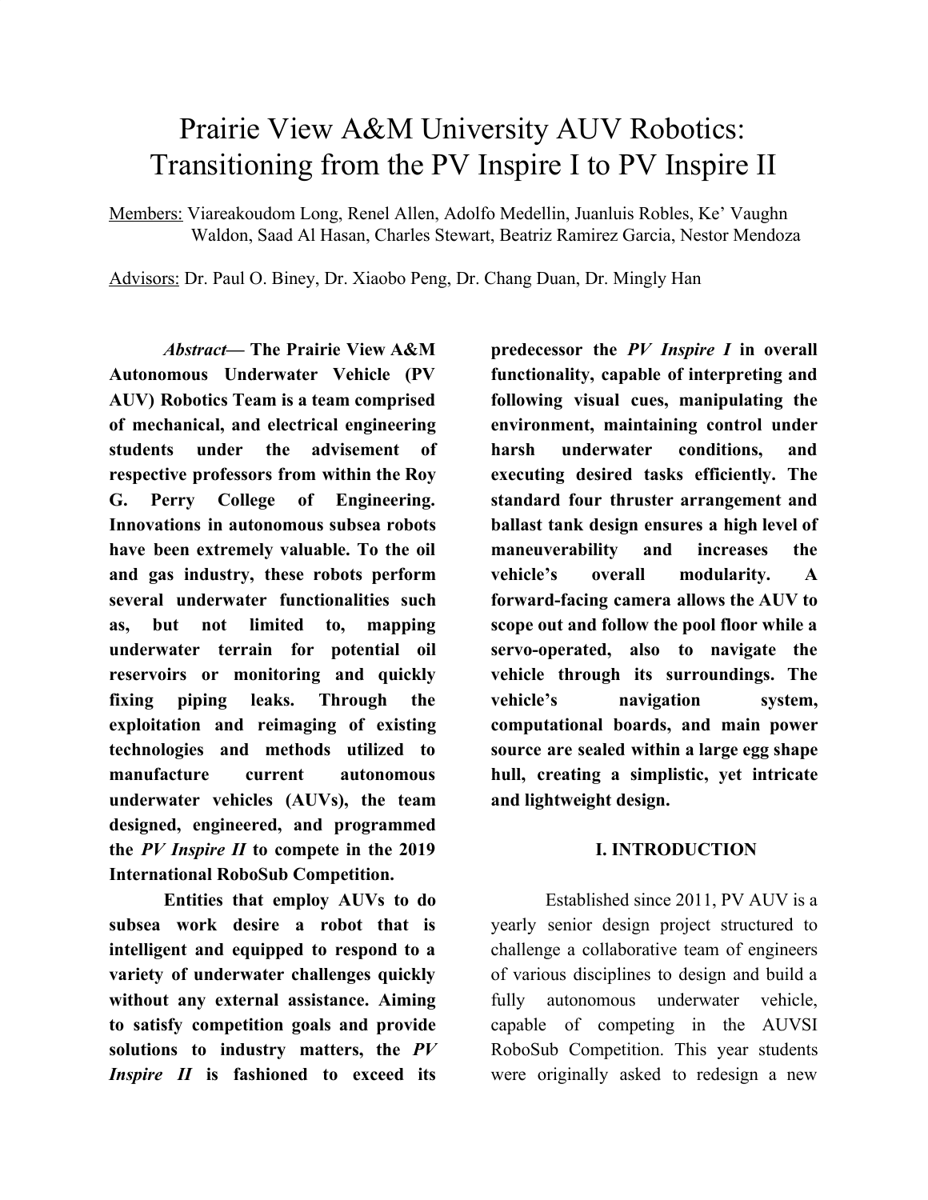# Prairie View A&M University AUV Robotics: Transitioning from the PV Inspire I to PV Inspire II

Members: Viareakoudom Long, Renel Allen, Adolfo Medellin, Juanluis Robles, Ke' Vaughn Waldon, Saad Al Hasan, Charles Stewart, Beatriz Ramirez Garcia, Nestor Mendoza

Advisors: Dr. Paul O. Biney, Dr. Xiaobo Peng, Dr. Chang Duan, Dr. Mingly Han

*Abstract*— **The Prairie View A&M Autonomous Underwater Vehicle (PV AUV) Robotics Team is a team comprised of mechanical, and electrical engineering students under the advisement of respective professors from within the Roy G. Perry College of Engineering. Innovations in autonomous subsea robots have been extremely valuable. To the oil and gas industry, these robots perform several underwater functionalities such as, but not limited to, mapping underwater terrain for potential oil reservoirs or monitoring and quickly fixing piping leaks. Through the exploitation and reimaging of existing technologies and methods utilized to manufacture current autonomous underwater vehicles (AUVs), the team designed, engineered, and programmed the *PV Inspire II* to compete in the 2019 International RoboSub Competition.**

**Entities that employ AUVs to do subsea work desire a robot that is intelligent and equipped to respond to a variety of underwater challenges quickly without any external assistance. Aiming to satisfy competition goals and provide solutions to industry matters, the *PV Inspire II* is fashioned to exceed its predecessor the *PV Inspire I* in overall functionality, capable of interpreting and following visual cues, manipulating the environment, maintaining control under harsh underwater conditions, and executing desired tasks efficiently. The standard four thruster arrangement and ballast tank design ensures a high level of maneuverability and increases the vehicle's overall modularity. A forward-facing camera allows the AUV to scope out and follow the pool floor while a servo-operated, also to navigate the vehicle through its surroundings. The vehicle's navigation system, computational boards, and main power source are sealed within a large egg shape hull, creating a simplistic, yet intricate and lightweight design.**

## I. INTRODUCTION

Established since 2011, PV AUV is a yearly senior design project structured to challenge a collaborative team of engineers of various disciplines to design and build a fully autonomous underwater vehicle, capable of competing in the AUVSI RoboSub Competition. This year students were originally asked to redesign a new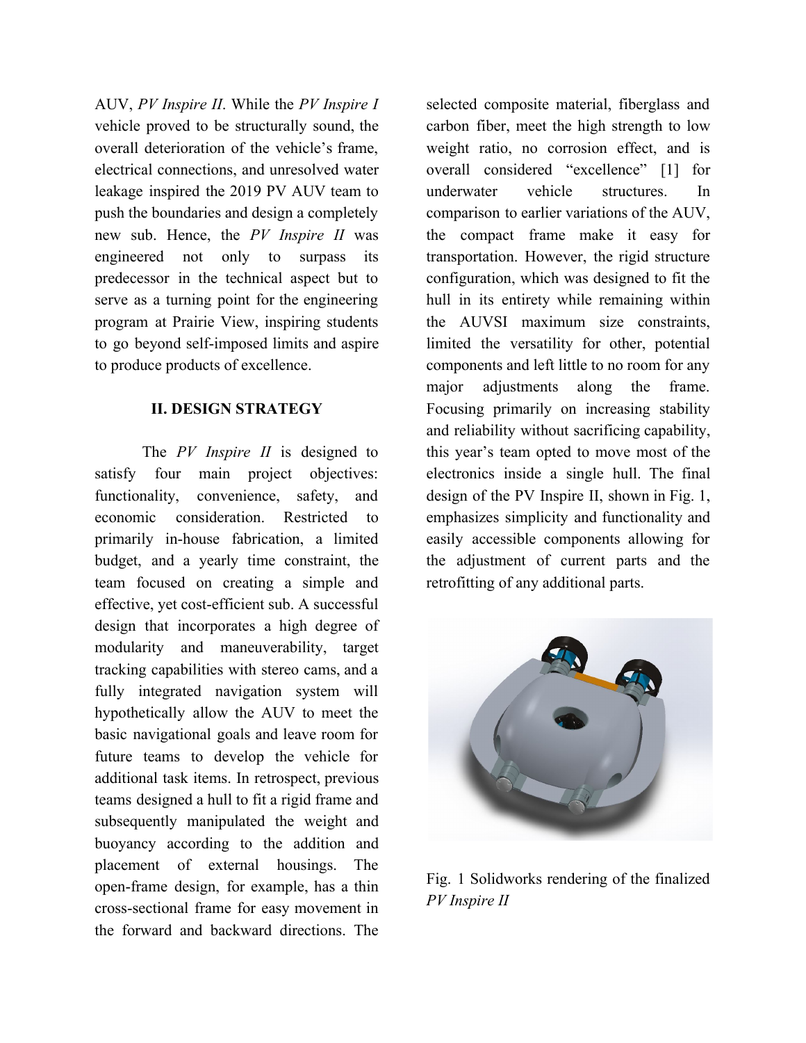AUV, *PV Inspire II*. While the *PV Inspire I* vehicle proved to be structurally sound, the overall deterioration of the vehicle's frame, electrical connections, and unresolved water leakage inspired the 2019 PV AUV team to push the boundaries and design a completely new sub. Hence, the *PV Inspire II* was engineered not only to surpass its predecessor in the technical aspect but to serve as a turning point for the engineering program at Prairie View, inspiring students to go beyond self-imposed limits and aspire to produce products of excellence.

## II. DESIGN STRATEGY

The *PV Inspire II* is designed to satisfy four main project objectives: functionality, convenience, safety, and economic consideration. Restricted to primarily in-house fabrication, a limited budget, and a yearly time constraint, the team focused on creating a simple and effective, yet cost-efficient sub. A successful design that incorporates a high degree of modularity and maneuverability, target tracking capabilities with stereo cams, and a fully integrated navigation system will hypothetically allow the AUV to meet the basic navigational goals and leave room for future teams to develop the vehicle for additional task items. In retrospect, previous teams designed a hull to fit a rigid frame and subsequently manipulated the weight and buoyancy according to the addition and placement of external housings. The open-frame design, for example, has a thin cross-sectional frame for easy movement in the forward and backward directions. The selected composite material, fiberglass and carbon fiber, meet the high strength to low weight ratio, no corrosion effect, and is overall considered "excellence" [1] for underwater vehicle structures. In comparison to earlier variations of the AUV, the compact frame make it easy for transportation. However, the rigid structure configuration, which was designed to fit the hull in its entirety while remaining within the AUVSI maximum size constraints, limited the versatility for other, potential components and left little to no room for any major adjustments along the frame. Focusing primarily on increasing stability and reliability without sacrificing capability, this year's team opted to move most of the electronics inside a single hull. The final design of the PV Inspire II, shown in Fig. 1, emphasizes simplicity and functionality and easily accessible components allowing for the adjustment of current parts and the retrofitting of any additional parts.

Fig. 1 Solidworks rendering of the finalized *PV Inspire II*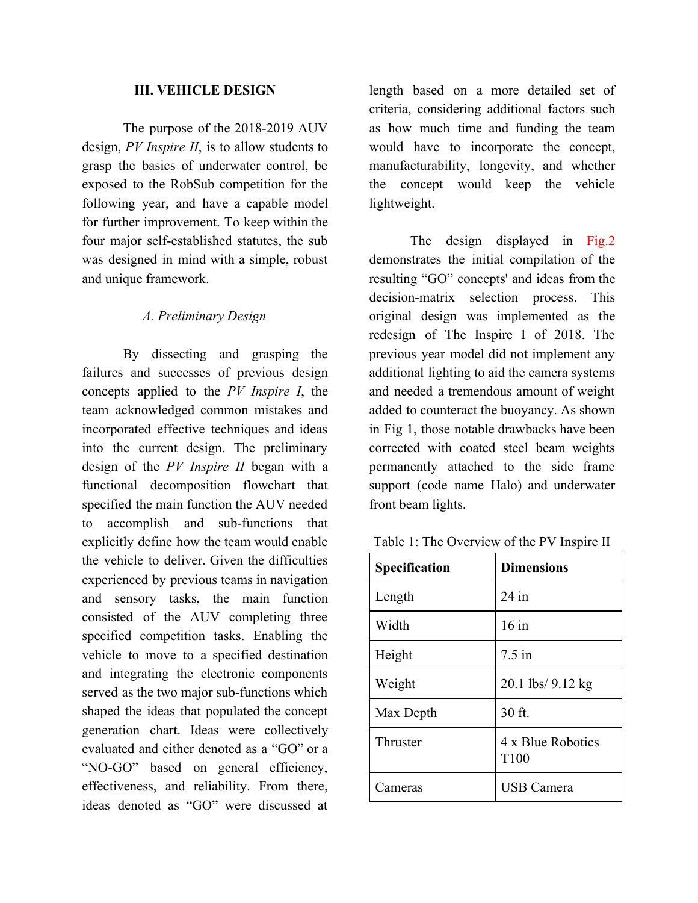## III. VEHICLE DESIGN

The purpose of the 2018-2019 AUV design, *PV Inspire II*, is to allow students to grasp the basics of underwater control, be exposed to the RobSub competition for the following year, and have a capable model for further improvement. To keep within the four major self-established statutes, the sub was designed in mind with a simple, robust and unique framework.

### *A. Preliminary Design*

By dissecting and grasping the failures and successes of previous design concepts applied to the *PV Inspire I*, the team acknowledged common mistakes and incorporated effective techniques and ideas into the current design. The preliminary design of the *PV Inspire II* began with a functional decomposition flowchart that specified the main function the AUV needed to accomplish and sub-functions that explicitly define how the team would enable the vehicle to deliver. Given the difficulties experienced by previous teams in navigation and sensory tasks, the main function consisted of the AUV completing three specified competition tasks. Enabling the vehicle to move to a specified destination and integrating the electronic components served as the two major sub-functions which shaped the ideas that populated the concept generation chart. Ideas were collectively evaluated and either denoted as a "GO" or a "NO-GO" based on general efficiency, effectiveness, and reliability. From there, ideas denoted as "GO" were discussed at length based on a more detailed set of criteria, considering additional factors such as how much time and funding the team would have to incorporate the concept, manufacturability, longevity, and whether the concept would keep the vehicle lightweight.

The design displayed in Fig.2 demonstrates the initial compilation of the resulting "GO" concepts' and ideas from the decision-matrix selection process. This original design was implemented as the redesign of The Inspire I of 2018. The previous year model did not implement any additional lighting to aid the camera systems and needed a tremendous amount of weight added to counteract the buoyancy. As shown in Fig 1, those notable drawbacks have been corrected with coated steel beam weights permanently attached to the side frame support (code name Halo) and underwater front beam lights.

Table 1: The Overview of the PV Inspire II

| **Specification** | **Dimensions** |
|---|---|
| Length | 24 in |
| Width | 16 in |
| Height | 7.5 in |
| Weight | 20.1 lbs/ 9.12 kg |
| Max Depth | 30 ft. |
| Thruster | 4 x Blue Robotics T100 |
| Cameras | USB Camera |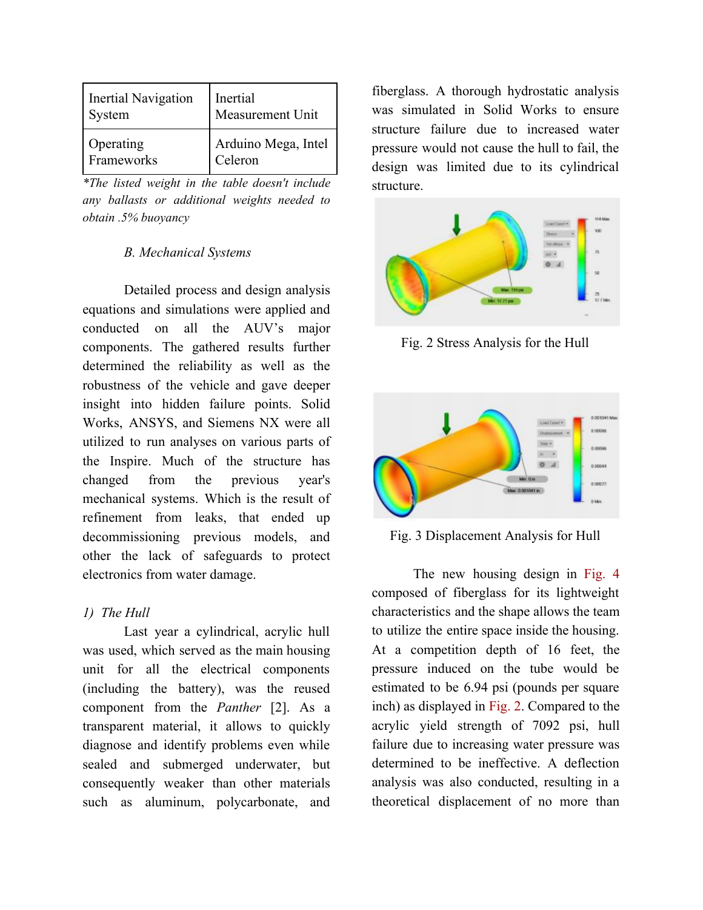| Inertial Navigation System | Inertial Measurement Unit |
| --- | --- |
| Operating Frameworks | Arduino Mega, Intel Celeron |

*\*The listed weight in the table doesn't include any ballasts or additional weights needed to obtain .5% buoyancy*

### *B. Mechanical Systems*

Detailed process and design analysis equations and simulations were applied and conducted on all the AUV's major components. The gathered results further determined the reliability as well as the robustness of the vehicle and gave deeper insight into hidden failure points. Solid Works, ANSYS, and Siemens NX were all utilized to run analyses on various parts of the Inspire. Much of the structure has changed from the previous year's mechanical systems. Which is the result of refinement from leaks, that ended up decommissioning previous models, and other the lack of safeguards to protect electronics from water damage.

#### *1) The Hull*

Last year a cylindrical, acrylic hull was used, which served as the main housing unit for all the electrical components (including the battery), was the reused component from the *Panther* [2]. As a transparent material, it allows to quickly diagnose and identify problems even while sealed and submerged underwater, but consequently weaker than other materials such as aluminum, polycarbonate, and fiberglass. A thorough hydrostatic analysis was simulated in Solid Works to ensure structure failure due to increased water pressure would not cause the hull to fail, the design was limited due to its cylindrical structure.

Fig. 2 Stress Analysis for the Hull

Fig. 3 Displacement Analysis for Hull

The new housing design in Fig. 4 composed of fiberglass for its lightweight characteristics and the shape allows the team to utilize the entire space inside the housing. At a competition depth of 16 feet, the pressure induced on the tube would be estimated to be 6.94 psi (pounds per square inch) as displayed in Fig. 2. Compared to the acrylic yield strength of 7092 psi, hull failure due to increasing water pressure was determined to be ineffective. A deflection analysis was also conducted, resulting in a theoretical displacement of no more than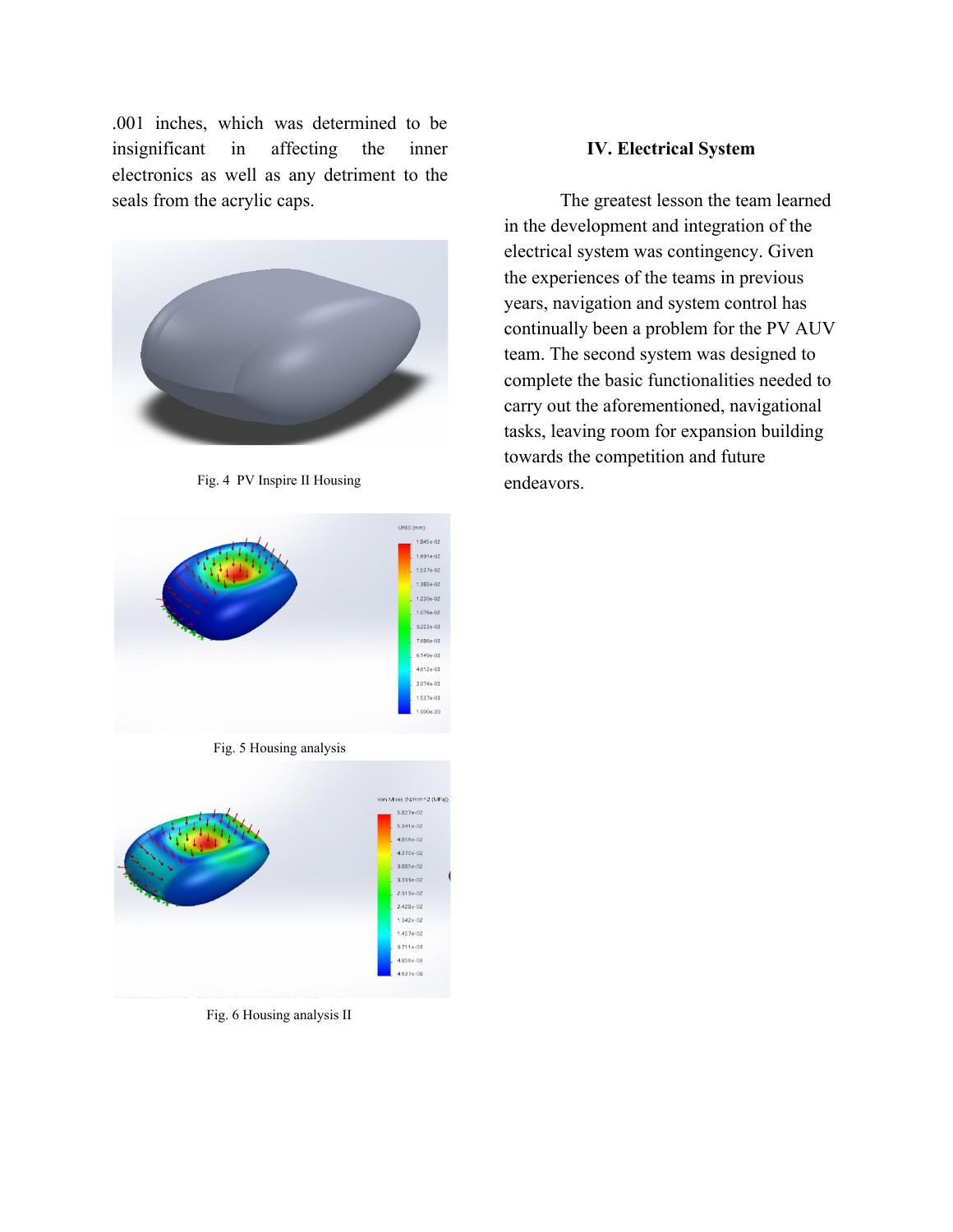.001 inches, which was determined to be insignificant in affecting the inner electronics as well as any detriment to the seals from the acrylic caps.

Fig. 4 PV Inspire II Housing

Fig. 5 Housing analysis

Fig. 6 Housing analysis II

## IV. Electrical System

The greatest lesson the team learned in the development and integration of the electrical system was contingency. Given the experiences of the teams in previous years, navigation and system control has continually been a problem for the PV AUV team. The second system was designed to complete the basic functionalities needed to carry out the aforementioned, navigational tasks, leaving room for expansion building towards the competition and future endeavors.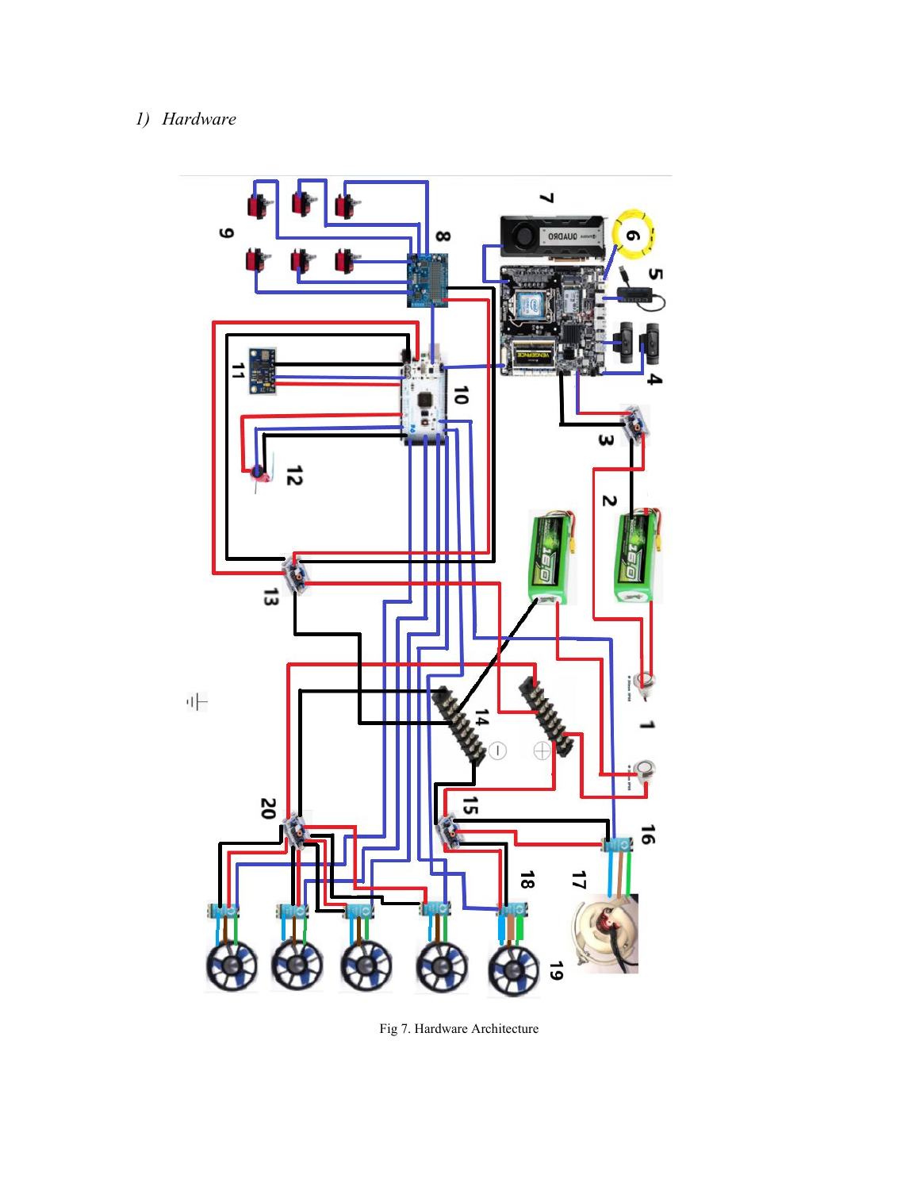### 1) Hardware

Fig 7. Hardware Architecture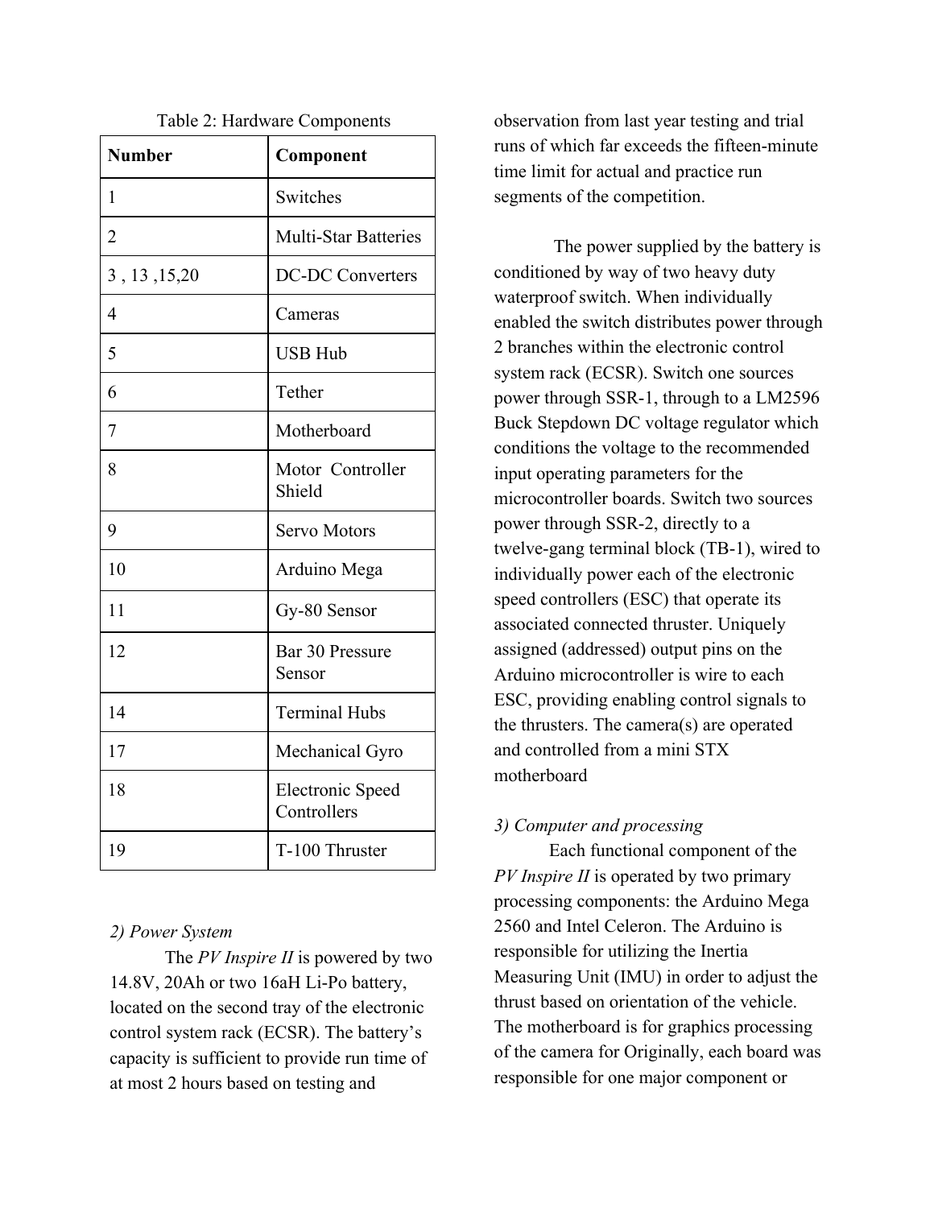Table 2: Hardware Components

| Number | Component |
|---|---|
| 1 | Switches |
| 2 | Multi-Star Batteries |
| 3 , 13 ,15,20 | DC-DC Converters |
| 4 | Cameras |
| 5 | USB Hub |
| 6 | Tether |
| 7 | Motherboard |
| 8 | Motor Controller Shield |
| 9 | Servo Motors |
| 10 | Arduino Mega |
| 11 | Gy-80 Sensor |
| 12 | Bar 30 Pressure Sensor |
| 14 | Terminal Hubs |
| 17 | Mechanical Gyro |
| 18 | Electronic Speed Controllers |
| 19 | T-100 Thruster |

*2) Power System*

The *PV Inspire II* is powered by two 14.8V, 20Ah or two 16aH Li-Po battery, located on the second tray of the electronic control system rack (ECSR). The battery's capacity is sufficient to provide run time of at most 2 hours based on testing and observation from last year testing and trial runs of which far exceeds the fifteen-minute time limit for actual and practice run segments of the competition.

The power supplied by the battery is conditioned by way of two heavy duty waterproof switch. When individually enabled the switch distributes power through 2 branches within the electronic control system rack (ECSR). Switch one sources power through SSR-1, through to a LM2596 Buck Stepdown DC voltage regulator which conditions the voltage to the recommended input operating parameters for the microcontroller boards. Switch two sources power through SSR-2, directly to a twelve-gang terminal block (TB-1), wired to individually power each of the electronic speed controllers (ESC) that operate its associated connected thruster. Uniquely assigned (addressed) output pins on the Arduino microcontroller is wire to each ESC, providing enabling control signals to the thrusters. The camera(s) are operated and controlled from a mini STX motherboard

*3) Computer and processing*

Each functional component of the *PV Inspire II* is operated by two primary processing components: the Arduino Mega 2560 and Intel Celeron. The Arduino is responsible for utilizing the Inertia Measuring Unit (IMU) in order to adjust the thrust based on orientation of the vehicle. The motherboard is for graphics processing of the camera for Originally, each board was responsible for one major component or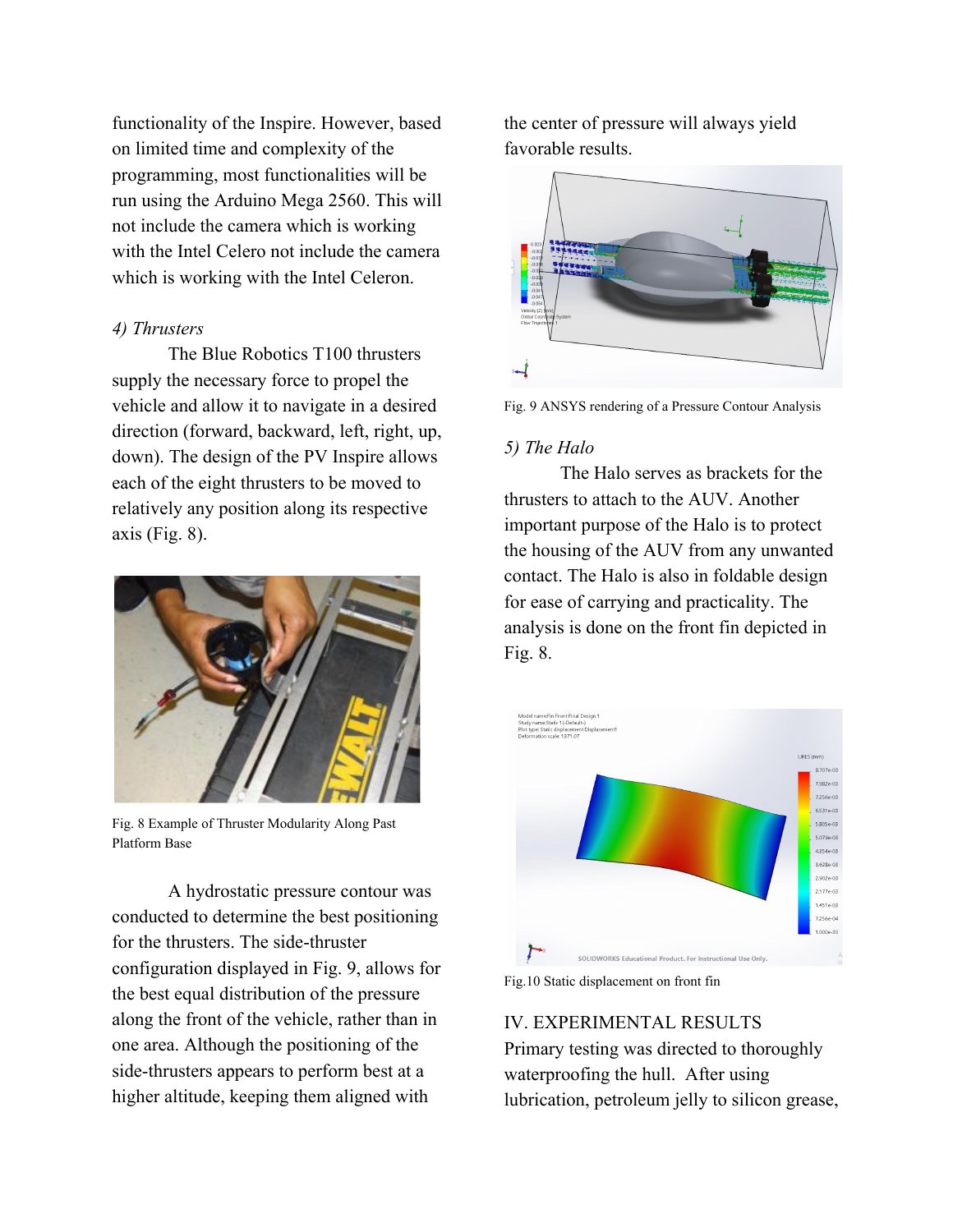functionality of the Inspire. However, based on limited time and complexity of the programming, most functionalities will be run using the Arduino Mega 2560. This will not include the camera which is working with the Intel Celero not include the camera which is working with the Intel Celeron.

### *4) Thrusters*

The Blue Robotics T100 thrusters supply the necessary force to propel the vehicle and allow it to navigate in a desired direction (forward, backward, left, right, up, down). The design of the PV Inspire allows each of the eight thrusters to be moved to relatively any position along its respective axis (Fig. 8).

Fig. 8 Example of Thruster Modularity Along Past Platform Base

A hydrostatic pressure contour was conducted to determine the best positioning for the thrusters. The side-thruster configuration displayed in Fig. 9, allows for the best equal distribution of the pressure along the front of the vehicle, rather than in one area. Although the positioning of the side-thrusters appears to perform best at a higher altitude, keeping them aligned with the center of pressure will always yield favorable results.

Fig. 9 ANSYS rendering of a Pressure Contour Analysis

### *5) The Halo*

The Halo serves as brackets for the thrusters to attach to the AUV. Another important purpose of the Halo is to protect the housing of the AUV from any unwanted contact. The Halo is also in foldable design for ease of carrying and practicality. The analysis is done on the front fin depicted in Fig. 8.

Fig.10 Static displacement on front fin

## IV. EXPERIMENTAL RESULTS

Primary testing was directed to thoroughly waterproofing the hull. After using lubrication, petroleum jelly to silicon grease,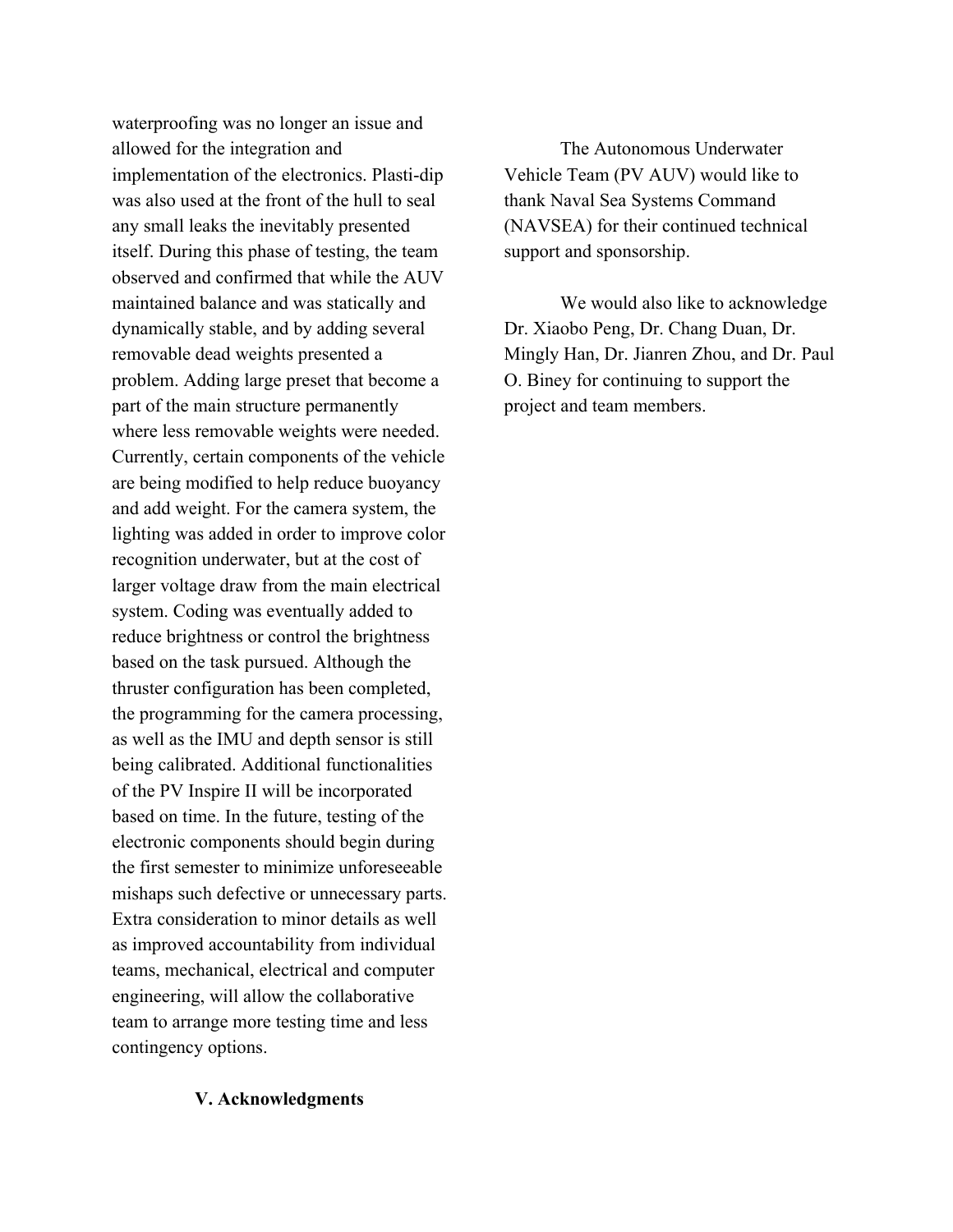waterproofing was no longer an issue and allowed for the integration and implementation of the electronics. Plasti-dip was also used at the front of the hull to seal any small leaks the inevitably presented itself. During this phase of testing, the team observed and confirmed that while the AUV maintained balance and was statically and dynamically stable, and by adding several removable dead weights presented a problem. Adding large preset that become a part of the main structure permanently where less removable weights were needed. Currently, certain components of the vehicle are being modified to help reduce buoyancy and add weight. For the camera system, the lighting was added in order to improve color recognition underwater, but at the cost of larger voltage draw from the main electrical system. Coding was eventually added to reduce brightness or control the brightness based on the task pursued. Although the thruster configuration has been completed, the programming for the camera processing, as well as the IMU and depth sensor is still being calibrated. Additional functionalities of the PV Inspire II will be incorporated based on time. In the future, testing of the electronic components should begin during the first semester to minimize unforeseeable mishaps such defective or unnecessary parts. Extra consideration to minor details as well as improved accountability from individual teams, mechanical, electrical and computer engineering, will allow the collaborative team to arrange more testing time and less contingency options.

## V. Acknowledgments

The Autonomous Underwater Vehicle Team (PV AUV) would like to thank Naval Sea Systems Command (NAVSEA) for their continued technical support and sponsorship.

We would also like to acknowledge Dr. Xiaobo Peng, Dr. Chang Duan, Dr. Mingly Han, Dr. Jianren Zhou, and Dr. Paul O. Biney for continuing to support the project and team members.